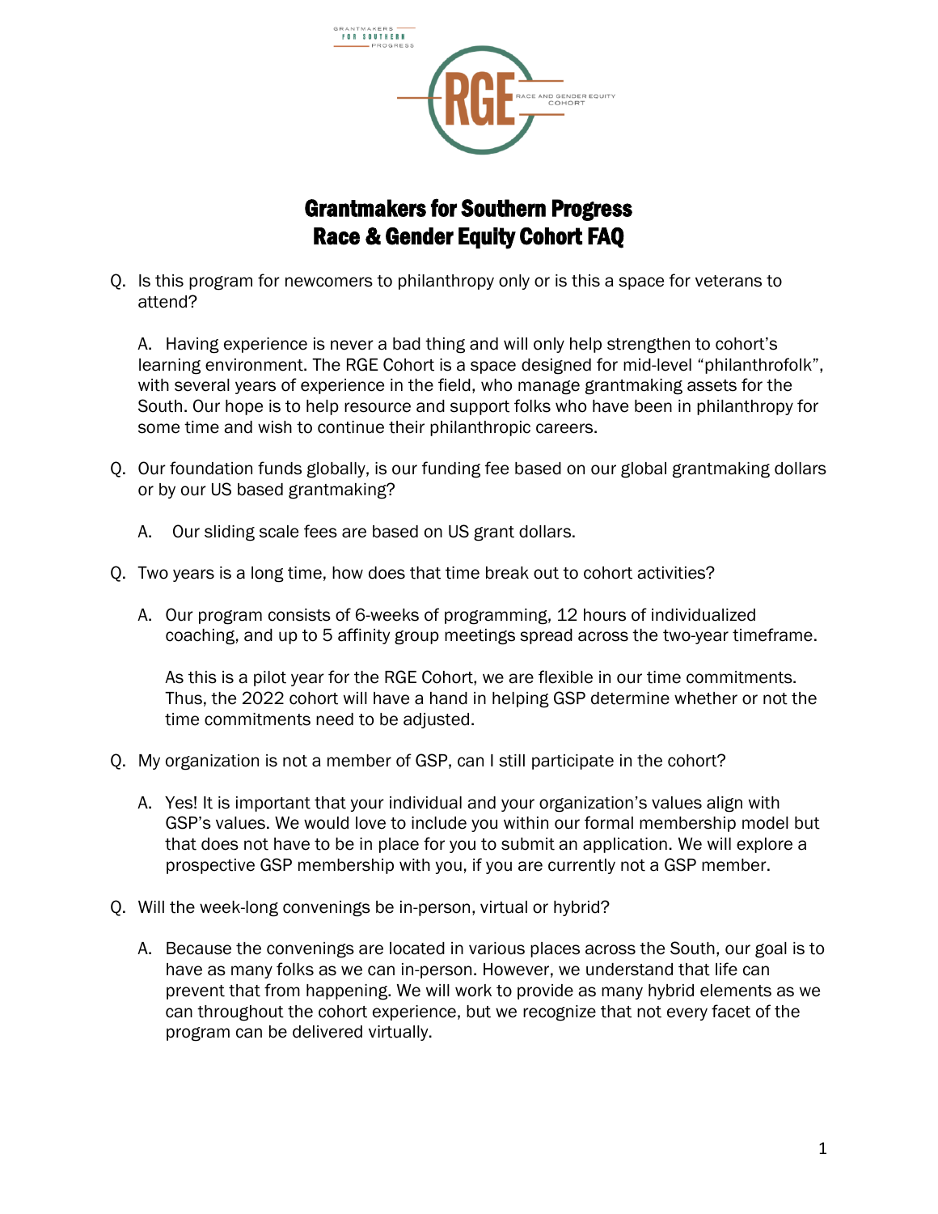# Grantmakers for Southern Progress
# Race & Gender Equity Cohort FAQ

Q. Is this program for newcomers to philanthropy only or is this a space for veterans to attend?

A. Having experience is never a bad thing and will only help strengthen to cohort's learning environment. The RGE Cohort is a space designed for mid-level "philanthrofolk", with several years of experience in the field, who manage grantmaking assets for the South. Our hope is to help resource and support folks who have been in philanthropy for some time and wish to continue their philanthropic careers.

Q. Our foundation funds globally, is our funding fee based on our global grantmaking dollars or by our US based grantmaking?

A. Our sliding scale fees are based on US grant dollars.

Q. Two years is a long time, how does that time break out to cohort activities?

A. Our program consists of 6-weeks of programming, 12 hours of individualized coaching, and up to 5 affinity group meetings spread across the two-year timeframe.

As this is a pilot year for the RGE Cohort, we are flexible in our time commitments. Thus, the 2022 cohort will have a hand in helping GSP determine whether or not the time commitments need to be adjusted.

Q. My organization is not a member of GSP, can I still participate in the cohort?

A. Yes! It is important that your individual and your organization's values align with GSP's values. We would love to include you within our formal membership model but that does not have to be in place for you to submit an application. We will explore a prospective GSP membership with you, if you are currently not a GSP member.

Q. Will the week-long convenings be in-person, virtual or hybrid?

A. Because the convenings are located in various places across the South, our goal is to have as many folks as we can in-person. However, we understand that life can prevent that from happening. We will work to provide as many hybrid elements as we can throughout the cohort experience, but we recognize that not every facet of the program can be delivered virtually.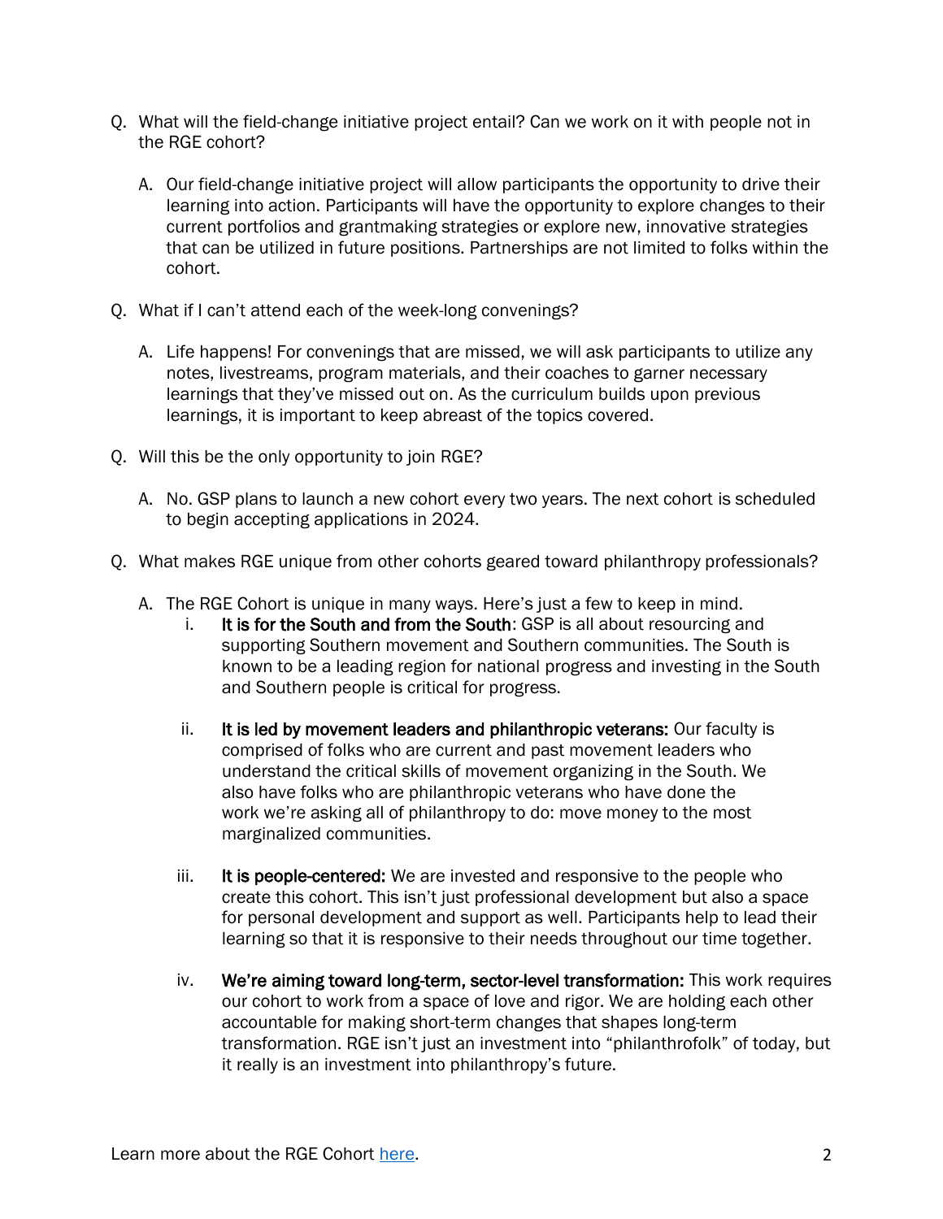Q. What will the field-change initiative project entail? Can we work on it with people not in the RGE cohort?

A. Our field-change initiative project will allow participants the opportunity to drive their learning into action. Participants will have the opportunity to explore changes to their current portfolios and grantmaking strategies or explore new, innovative strategies that can be utilized in future positions. Partnerships are not limited to folks within the cohort.

Q. What if I can't attend each of the week-long convenings?

A. Life happens! For convenings that are missed, we will ask participants to utilize any notes, livestreams, program materials, and their coaches to garner necessary learnings that they've missed out on. As the curriculum builds upon previous learnings, it is important to keep abreast of the topics covered.

Q. Will this be the only opportunity to join RGE?

A. No. GSP plans to launch a new cohort every two years. The next cohort is scheduled to begin accepting applications in 2024.

Q. What makes RGE unique from other cohorts geared toward philanthropy professionals?

A. The RGE Cohort is unique in many ways. Here's just a few to keep in mind.

i. **It is for the South and from the South**: GSP is all about resourcing and supporting Southern movement and Southern communities. The South is known to be a leading region for national progress and investing in the South and Southern people is critical for progress.

ii. **It is led by movement leaders and philanthropic veterans:** Our faculty is comprised of folks who are current and past movement leaders who understand the critical skills of movement organizing in the South. We also have folks who are philanthropic veterans who have done the work we're asking all of philanthropy to do: move money to the most marginalized communities.

iii. **It is people-centered:** We are invested and responsive to the people who create this cohort. This isn't just professional development but also a space for personal development and support as well. Participants help to lead their learning so that it is responsive to their needs throughout our time together.

iv. **We're aiming toward long-term, sector-level transformation:** This work requires our cohort to work from a space of love and rigor. We are holding each other accountable for making short-term changes that shapes long-term transformation. RGE isn't just an investment into "philanthrofolk" of today, but it really is an investment into philanthropy's future.

Learn more about the RGE Cohort [here](#).